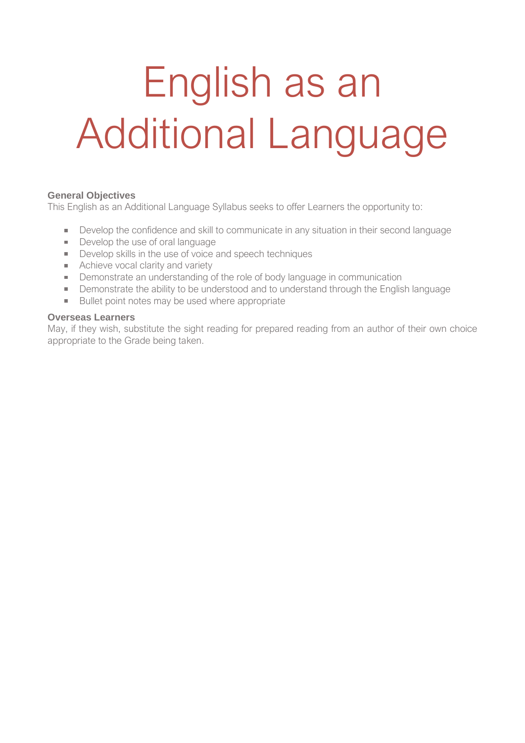# English as an Additional Language

**General Objectives**

This English as an Additional Language Syllabus seeks to offer Learners the opportunity to:

- Develop the confidence and skill to communicate in any situation in their second language
- Develop the use of oral language
- Develop skills in the use of voice and speech techniques
- Achieve vocal clarity and variety
- Demonstrate an understanding of the role of body language in communication
- Demonstrate the ability to be understood and to understand through the English language
- Bullet point notes may be used where appropriate

**Overseas Learners**

May, if they wish, substitute the sight reading for prepared reading from an author of their own choice appropriate to the Grade being taken.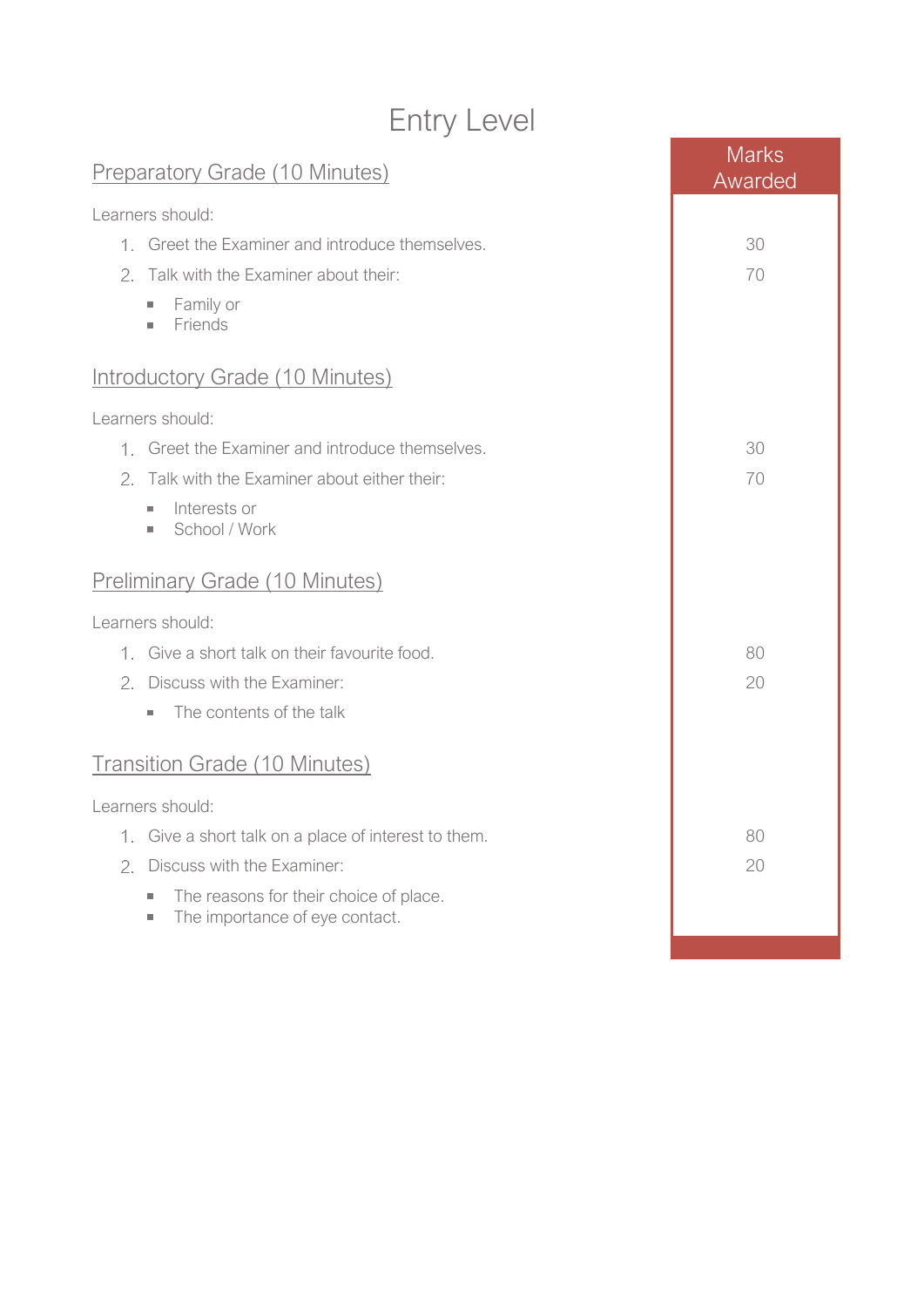# Entry Level

| | Marks Awarded |
|---|---|
| **Preparatory Grade (10 Minutes)** | |
| Learners should: | |
| 1. Greet the Examiner and introduce themselves. | 30 |
| 2. Talk with the Examiner about their: | 70 |
| ▪ Family or | |
| ▪ Friends | |
| **Introductory Grade (10 Minutes)** | |
| Learners should: | |
| 1. Greet the Examiner and introduce themselves. | 30 |
| 2. Talk with the Examiner about either their: | 70 |
| ▪ Interests or | |
| ▪ School / Work | |
| **Preliminary Grade (10 Minutes)** | |
| Learners should: | |
| 1. Give a short talk on their favourite food. | 80 |
| 2. Discuss with the Examiner: | 20 |
| ▪ The contents of the talk | |
| **Transition Grade (10 Minutes)** | |
| Learners should: | |
| 1. Give a short talk on a place of interest to them. | 80 |
| 2. Discuss with the Examiner: | 20 |
| ▪ The reasons for their choice of place. | |
| ▪ The importance of eye contact. | |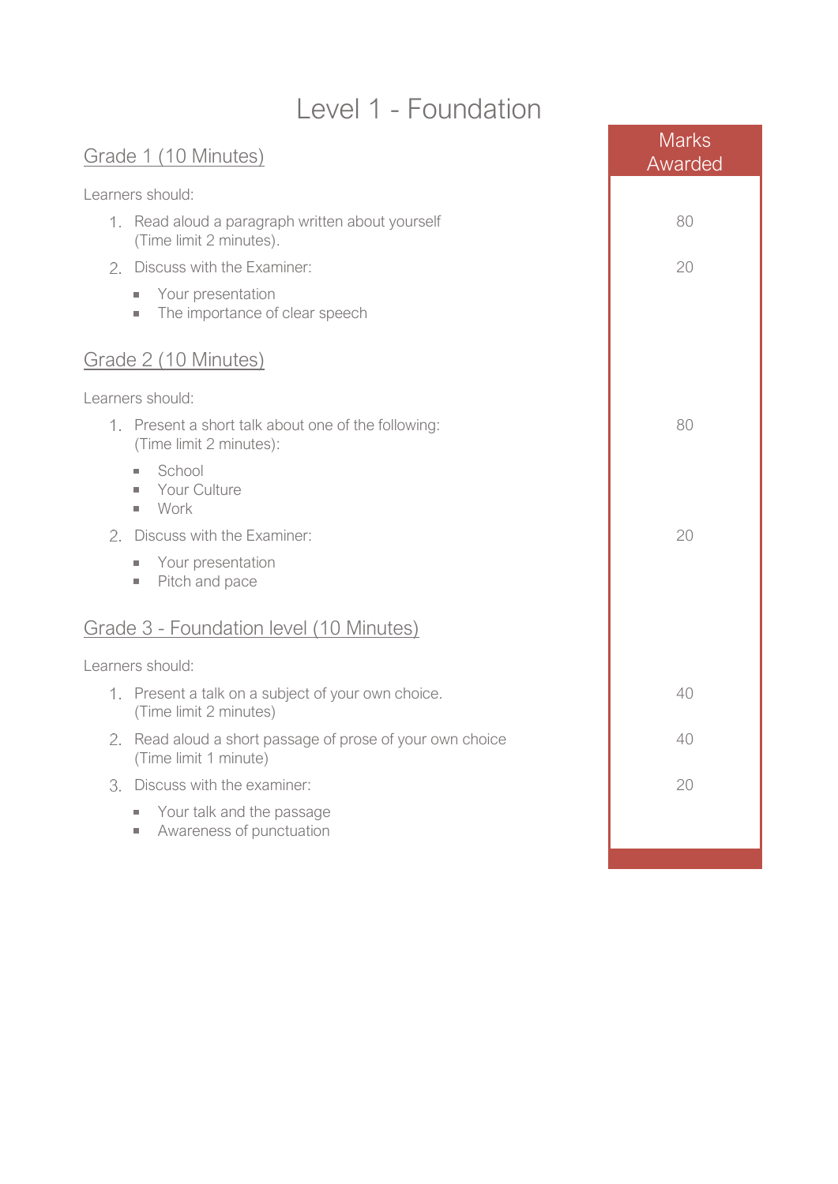# Level 1 - Foundation

| | Marks Awarded |
|---|---|
| **Grade 1 (10 Minutes)** | |
| Learners should: | |
| 1. Read aloud a paragraph written about yourself (Time limit 2 minutes). | 80 |
| 2. Discuss with the Examiner:<br>▪ Your presentation<br>▪ The importance of clear speech | 20 |
| **Grade 2 (10 Minutes)** | |
| Learners should: | |
| 1. Present a short talk about one of the following: (Time limit 2 minutes):<br>▪ School<br>▪ Your Culture<br>▪ Work | 80 |
| 2. Discuss with the Examiner:<br>▪ Your presentation<br>▪ Pitch and pace | 20 |
| **Grade 3 - Foundation level (10 Minutes)** | |
| Learners should: | |
| 1. Present a talk on a subject of your own choice. (Time limit 2 minutes) | 40 |
| 2. Read aloud a short passage of prose of your own choice (Time limit 1 minute) | 40 |
| 3. Discuss with the examiner:<br>▪ Your talk and the passage<br>▪ Awareness of punctuation | 20 |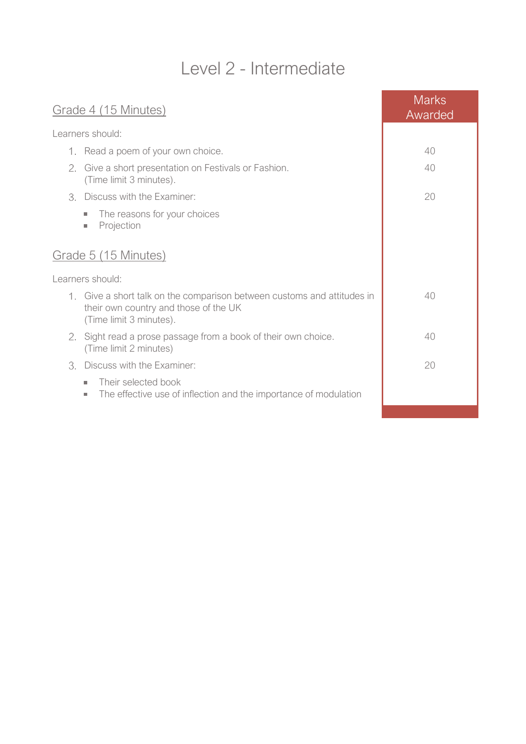# Level 2 - Intermediate

| | Marks Awarded |
|---|---|
| **Grade 4 (15 Minutes)** | |
| Learners should: | |
| 1. Read a poem of your own choice. | 40 |
| 2. Give a short presentation on Festivals or Fashion. (Time limit 3 minutes). | 40 |
| 3. Discuss with the Examiner: <br>▪ The reasons for your choices <br>▪ Projection | 20 |
| **Grade 5 (15 Minutes)** | |
| Learners should: | |
| 1. Give a short talk on the comparison between customs and attitudes in their own country and those of the UK (Time limit 3 minutes). | 40 |
| 2. Sight read a prose passage from a book of their own choice. (Time limit 2 minutes) | 40 |
| 3. Discuss with the Examiner: <br>▪ Their selected book <br>▪ The effective use of inflection and the importance of modulation | 20 |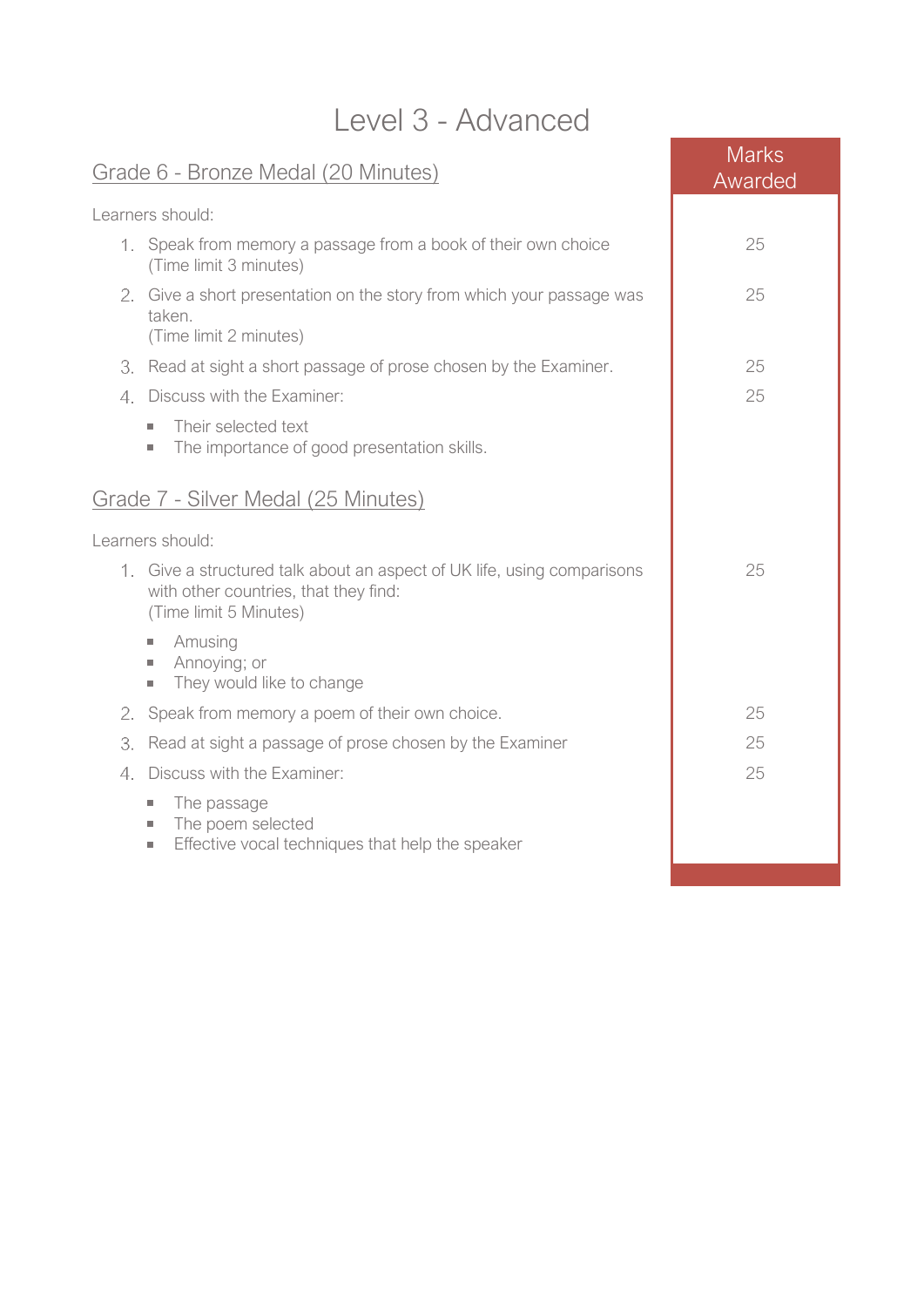# Level 3 - Advanced

## Grade 6 - Bronze Medal (20 Minutes)

Learners should:

| Task | Marks Awarded |
|---|---|
| 1. Speak from memory a passage from a book of their own choice (Time limit 3 minutes) | 25 |
| 2. Give a short presentation on the story from which your passage was taken. (Time limit 2 minutes) | 25 |
| 3. Read at sight a short passage of prose chosen by the Examiner. | 25 |
| 4. Discuss with the Examiner: <br>▪ Their selected text<br>▪ The importance of good presentation skills. | 25 |

## Grade 7 - Silver Medal (25 Minutes)

Learners should:

| Task | Marks Awarded |
|---|---|
| 1. Give a structured talk about an aspect of UK life, using comparisons with other countries, that they find: (Time limit 5 Minutes)<br>▪ Amusing<br>▪ Annoying; or<br>▪ They would like to change | 25 |
| 2. Speak from memory a poem of their own choice. | 25 |
| 3. Read at sight a passage of prose chosen by the Examiner | 25 |
| 4. Discuss with the Examiner:<br>▪ The passage<br>▪ The poem selected<br>▪ Effective vocal techniques that help the speaker | 25 |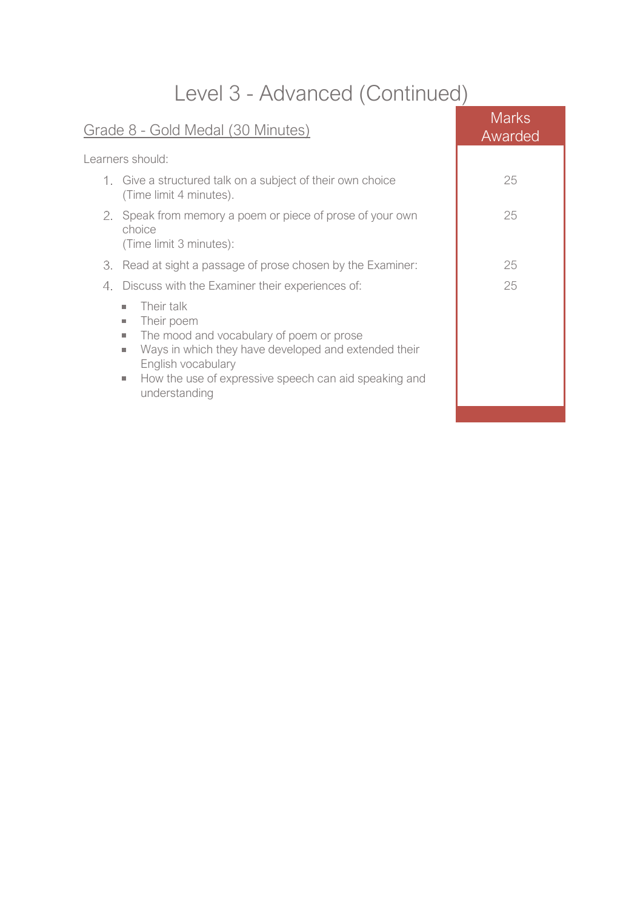# Level 3 - Advanced (Continued)

| Grade 8 - Gold Medal (30 Minutes) | Marks Awarded |
|---|---|
| Learners should: | |
| 1. Give a structured talk on a subject of their own choice (Time limit 4 minutes). | 25 |
| 2. Speak from memory a poem or piece of prose of your own choice (Time limit 3 minutes): | 25 |
| 3. Read at sight a passage of prose chosen by the Examiner: | 25 |
| 4. Discuss with the Examiner their experiences of: | 25 |
| - Their talk<br>- Their poem<br>- The mood and vocabulary of poem or prose<br>- Ways in which they have developed and extended their English vocabulary<br>- How the use of expressive speech can aid speaking and understanding | |